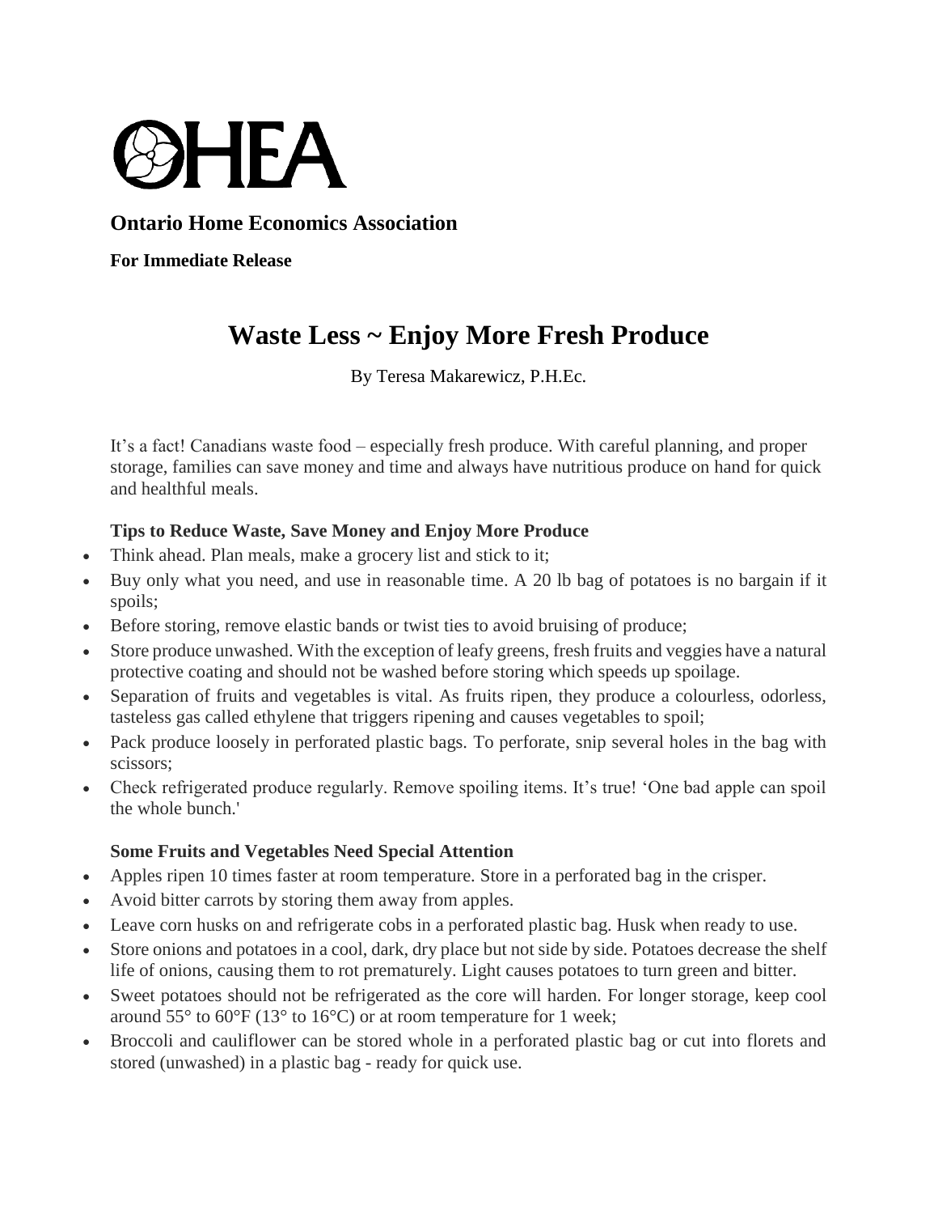# OHEA

**Ontario Home Economics Association**

**For Immediate Release**

# Waste Less ~ Enjoy More Fresh Produce

By Teresa Makarewicz, P.H.Ec.

It's a fact! Canadians waste food – especially fresh produce. With careful planning, and proper storage, families can save money and time and always have nutritious produce on hand for quick and healthful meals.

### Tips to Reduce Waste, Save Money and Enjoy More Produce

- Think ahead. Plan meals, make a grocery list and stick to it;
- Buy only what you need, and use in reasonable time. A 20 lb bag of potatoes is no bargain if it spoils;
- Before storing, remove elastic bands or twist ties to avoid bruising of produce;
- Store produce unwashed. With the exception of leafy greens, fresh fruits and veggies have a natural protective coating and should not be washed before storing which speeds up spoilage.
- Separation of fruits and vegetables is vital. As fruits ripen, they produce a colourless, odorless, tasteless gas called ethylene that triggers ripening and causes vegetables to spoil;
- Pack produce loosely in perforated plastic bags. To perforate, snip several holes in the bag with scissors;
- Check refrigerated produce regularly. Remove spoiling items. It's true! 'One bad apple can spoil the whole bunch.'

### Some Fruits and Vegetables Need Special Attention

- Apples ripen 10 times faster at room temperature. Store in a perforated bag in the crisper.
- Avoid bitter carrots by storing them away from apples.
- Leave corn husks on and refrigerate cobs in a perforated plastic bag. Husk when ready to use.
- Store onions and potatoes in a cool, dark, dry place but not side by side. Potatoes decrease the shelf life of onions, causing them to rot prematurely. Light causes potatoes to turn green and bitter.
- Sweet potatoes should not be refrigerated as the core will harden. For longer storage, keep cool around 55° to 60°F (13° to 16°C) or at room temperature for 1 week;
- Broccoli and cauliflower can be stored whole in a perforated plastic bag or cut into florets and stored (unwashed) in a plastic bag - ready for quick use.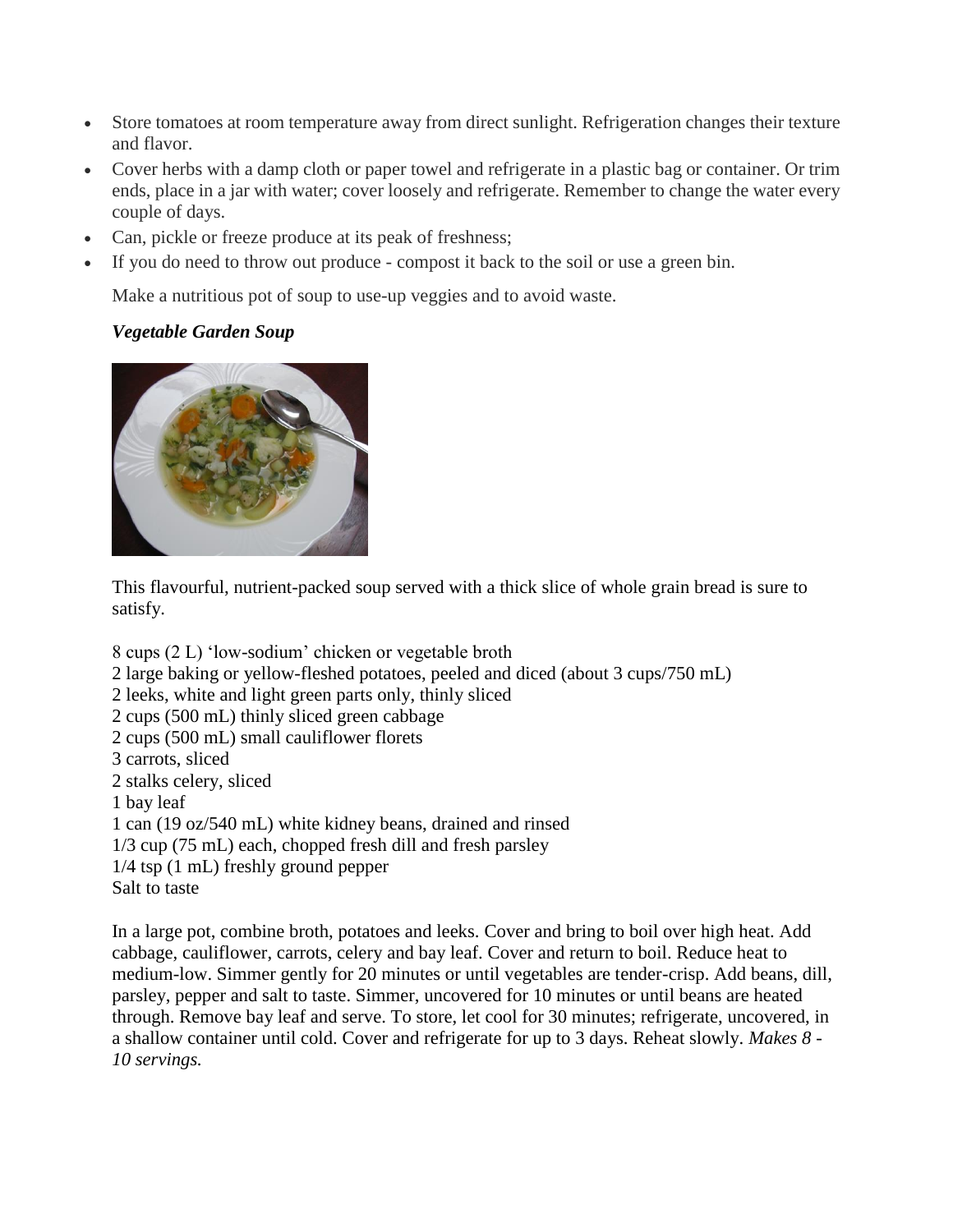- Store tomatoes at room temperature away from direct sunlight. Refrigeration changes their texture and flavor.
- Cover herbs with a damp cloth or paper towel and refrigerate in a plastic bag or container. Or trim ends, place in a jar with water; cover loosely and refrigerate. Remember to change the water every couple of days.
- Can, pickle or freeze produce at its peak of freshness;
- If you do need to throw out produce - compost it back to the soil or use a green bin.

Make a nutritious pot of soup to use-up veggies and to avoid waste.

***Vegetable Garden Soup***

This flavourful, nutrient-packed soup served with a thick slice of whole grain bread is sure to satisfy.

8 cups (2 L) 'low-sodium' chicken or vegetable broth
2 large baking or yellow-fleshed potatoes, peeled and diced (about 3 cups/750 mL)
2 leeks, white and light green parts only, thinly sliced
2 cups (500 mL) thinly sliced green cabbage
2 cups (500 mL) small cauliflower florets
3 carrots, sliced
2 stalks celery, sliced
1 bay leaf
1 can (19 oz/540 mL) white kidney beans, drained and rinsed
1/3 cup (75 mL) each, chopped fresh dill and fresh parsley
1/4 tsp (1 mL) freshly ground pepper
Salt to taste

In a large pot, combine broth, potatoes and leeks. Cover and bring to boil over high heat. Add cabbage, cauliflower, carrots, celery and bay leaf. Cover and return to boil. Reduce heat to medium-low. Simmer gently for 20 minutes or until vegetables are tender-crisp. Add beans, dill, parsley, pepper and salt to taste. Simmer, uncovered for 10 minutes or until beans are heated through. Remove bay leaf and serve. To store, let cool for 30 minutes; refrigerate, uncovered, in a shallow container until cold. Cover and refrigerate for up to 3 days. Reheat slowly. *Makes 8 - 10 servings.*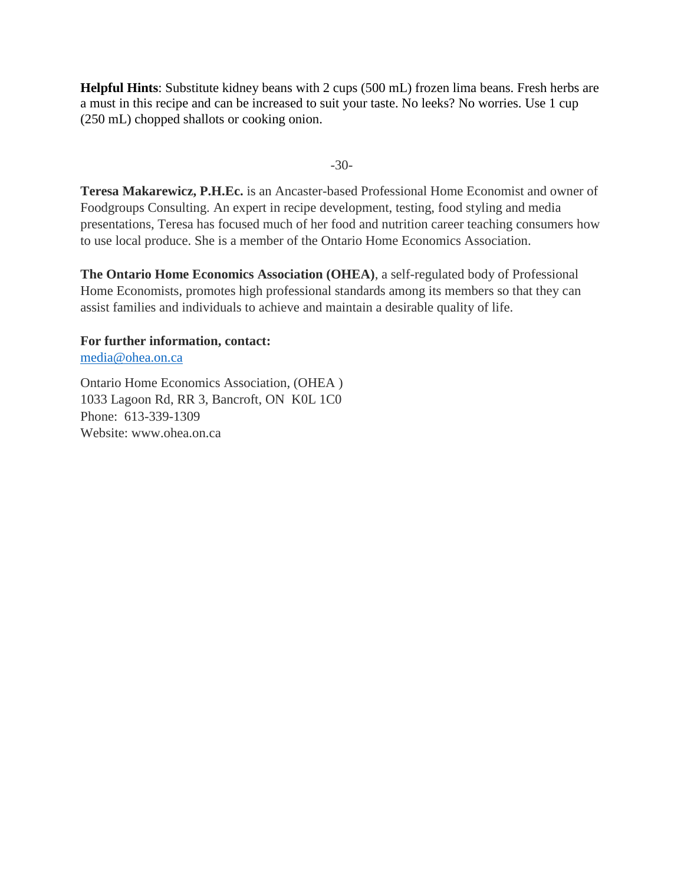**Helpful Hints**: Substitute kidney beans with 2 cups (500 mL) frozen lima beans. Fresh herbs are a must in this recipe and can be increased to suit your taste. No leeks? No worries. Use 1 cup (250 mL) chopped shallots or cooking onion.

-30-

**Teresa Makarewicz, P.H.Ec.** is an Ancaster-based Professional Home Economist and owner of Foodgroups Consulting. An expert in recipe development, testing, food styling and media presentations, Teresa has focused much of her food and nutrition career teaching consumers how to use local produce. She is a member of the Ontario Home Economics Association.

**The Ontario Home Economics Association (OHEA)**, a self-regulated body of Professional Home Economists, promotes high professional standards among its members so that they can assist families and individuals to achieve and maintain a desirable quality of life.

**For further information, contact:**
media@ohea.on.ca

Ontario Home Economics Association, (OHEA )
1033 Lagoon Rd, RR 3, Bancroft, ON  K0L 1C0
Phone:  613-339-1309
Website: www.ohea.on.ca